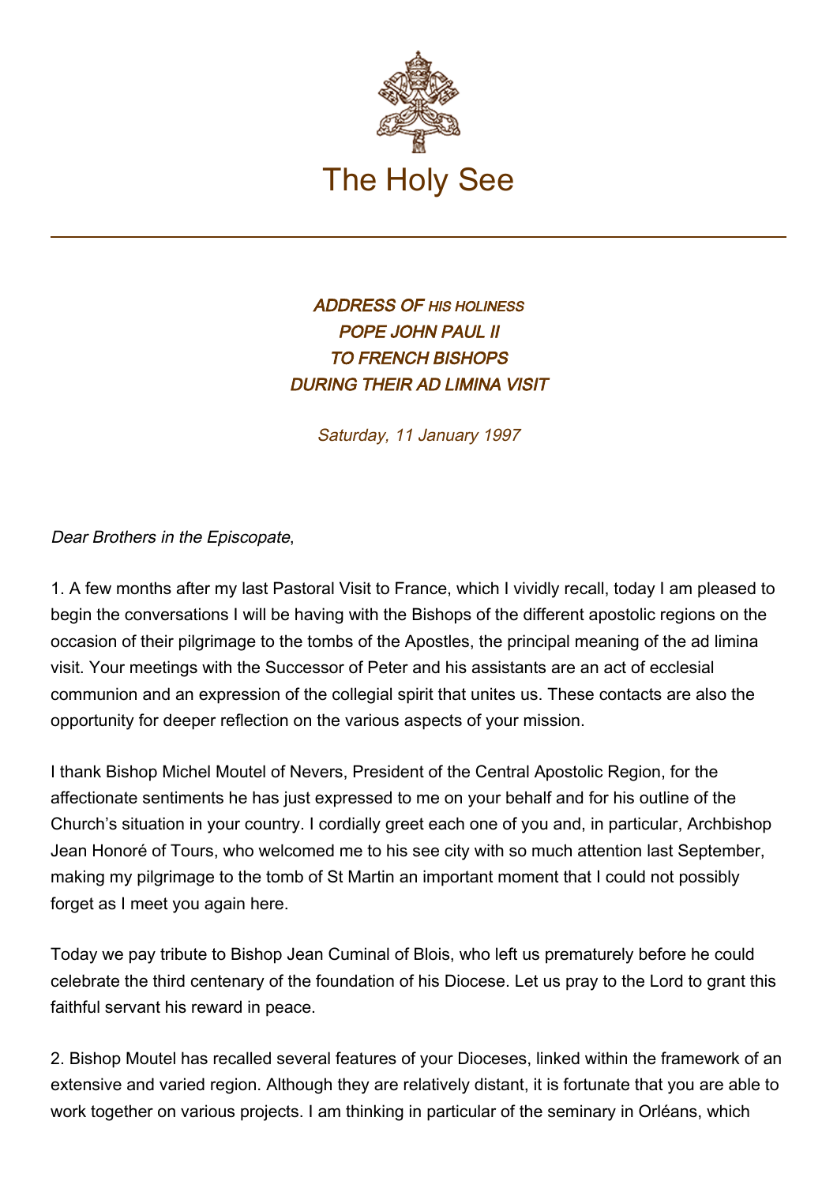The Holy See

# *ADDRESS OF HIS HOLINESS POPE JOHN PAUL II TO FRENCH BISHOPS DURING THEIR AD LIMINA VISIT*

*Saturday, 11 January 1997*

*Dear Brothers in the Episcopate*,

1. A few months after my last Pastoral Visit to France, which I vividly recall, today I am pleased to begin the conversations I will be having with the Bishops of the different apostolic regions on the occasion of their pilgrimage to the tombs of the Apostles, the principal meaning of the ad limina visit. Your meetings with the Successor of Peter and his assistants are an act of ecclesial communion and an expression of the collegial spirit that unites us. These contacts are also the opportunity for deeper reflection on the various aspects of your mission.

I thank Bishop Michel Moutel of Nevers, President of the Central Apostolic Region, for the affectionate sentiments he has just expressed to me on your behalf and for his outline of the Church's situation in your country. I cordially greet each one of you and, in particular, Archbishop Jean Honoré of Tours, who welcomed me to his see city with so much attention last September, making my pilgrimage to the tomb of St Martin an important moment that I could not possibly forget as I meet you again here.

Today we pay tribute to Bishop Jean Cuminal of Blois, who left us prematurely before he could celebrate the third centenary of the foundation of his Diocese. Let us pray to the Lord to grant this faithful servant his reward in peace.

2. Bishop Moutel has recalled several features of your Dioceses, linked within the framework of an extensive and varied region. Although they are relatively distant, it is fortunate that you are able to work together on various projects. I am thinking in particular of the seminary in Orléans, which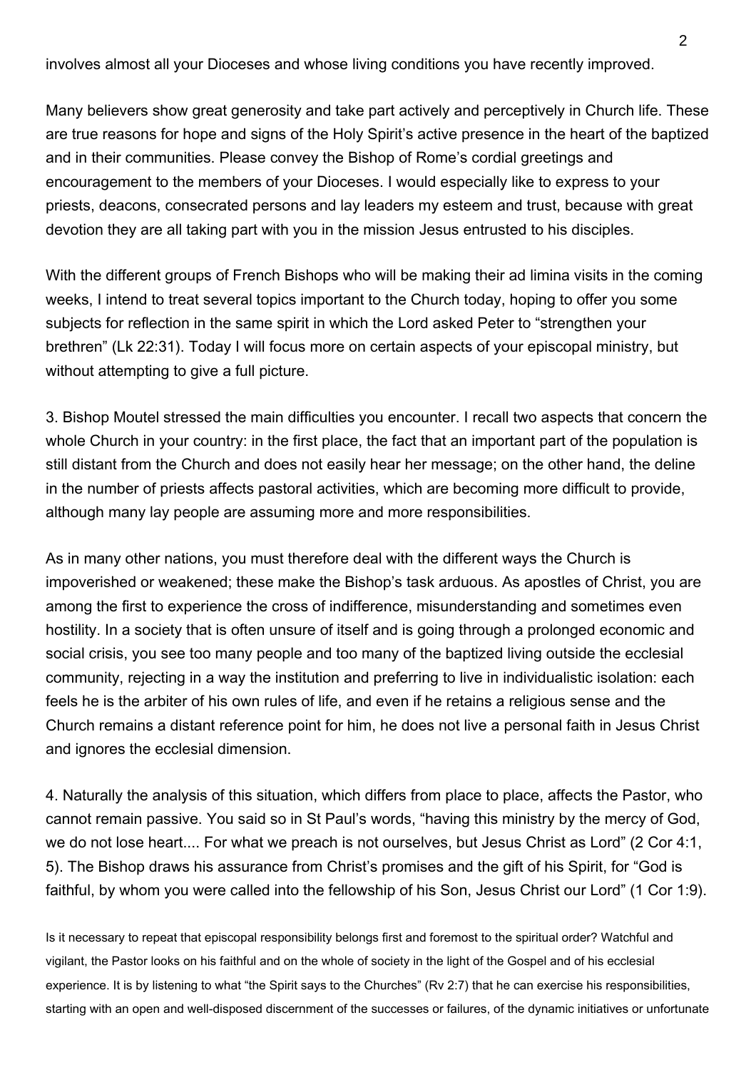involves almost all your Dioceses and whose living conditions you have recently improved.

Many believers show great generosity and take part actively and perceptively in Church life. These are true reasons for hope and signs of the Holy Spirit's active presence in the heart of the baptized and in their communities. Please convey the Bishop of Rome's cordial greetings and encouragement to the members of your Dioceses. I would especially like to express to your priests, deacons, consecrated persons and lay leaders my esteem and trust, because with great devotion they are all taking part with you in the mission Jesus entrusted to his disciples.

With the different groups of French Bishops who will be making their ad limina visits in the coming weeks, I intend to treat several topics important to the Church today, hoping to offer you some subjects for reflection in the same spirit in which the Lord asked Peter to "strengthen your brethren" (Lk 22:31). Today I will focus more on certain aspects of your episcopal ministry, but without attempting to give a full picture.

3. Bishop Moutel stressed the main difficulties you encounter. I recall two aspects that concern the whole Church in your country: in the first place, the fact that an important part of the population is still distant from the Church and does not easily hear her message; on the other hand, the deline in the number of priests affects pastoral activities, which are becoming more difficult to provide, although many lay people are assuming more and more responsibilities.

As in many other nations, you must therefore deal with the different ways the Church is impoverished or weakened; these make the Bishop's task arduous. As apostles of Christ, you are among the first to experience the cross of indifference, misunderstanding and sometimes even hostility. In a society that is often unsure of itself and is going through a prolonged economic and social crisis, you see too many people and too many of the baptized living outside the ecclesial community, rejecting in a way the institution and preferring to live in individualistic isolation: each feels he is the arbiter of his own rules of life, and even if he retains a religious sense and the Church remains a distant reference point for him, he does not live a personal faith in Jesus Christ and ignores the ecclesial dimension.

4. Naturally the analysis of this situation, which differs from place to place, affects the Pastor, who cannot remain passive. You said so in St Paul's words, "having this ministry by the mercy of God, we do not lose heart.... For what we preach is not ourselves, but Jesus Christ as Lord" (2 Cor 4:1, 5). The Bishop draws his assurance from Christ's promises and the gift of his Spirit, for "God is faithful, by whom you were called into the fellowship of his Son, Jesus Christ our Lord" (1 Cor 1:9).

Is it necessary to repeat that episcopal responsibility belongs first and foremost to the spiritual order? Watchful and vigilant, the Pastor looks on his faithful and on the whole of society in the light of the Gospel and of his ecclesial experience. It is by listening to what "the Spirit says to the Churches" (Rv 2:7) that he can exercise his responsibilities, starting with an open and well-disposed discernment of the successes or failures, of the dynamic initiatives or unfortunate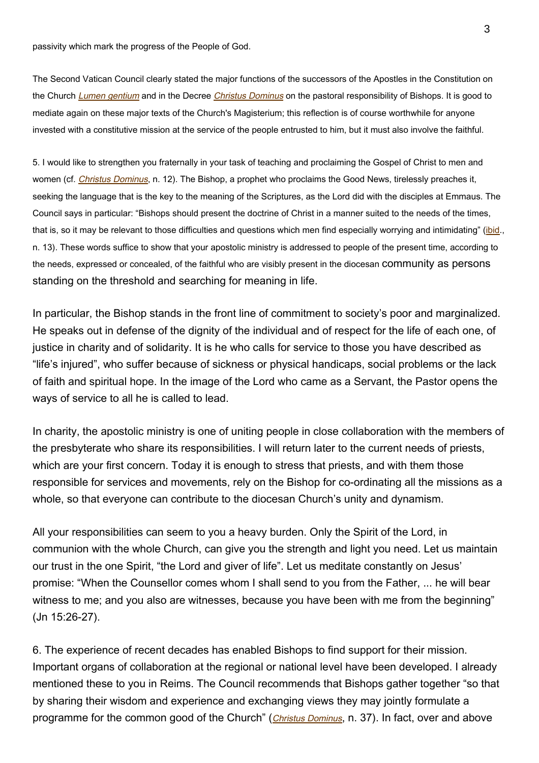passivity which mark the progress of the People of God.

The Second Vatican Council clearly stated the major functions of the successors of the Apostles in the Constitution on the Church *Lumen gentium* and in the Decree *Christus Dominus* on the pastoral responsibility of Bishops. It is good to mediate again on these major texts of the Church's Magisterium; this reflection is of course worthwhile for anyone invested with a constitutive mission at the service of the people entrusted to him, but it must also involve the faithful.

5. I would like to strengthen you fraternally in your task of teaching and proclaiming the Gospel of Christ to men and women (cf. *Christus Dominus*, n. 12). The Bishop, a prophet who proclaims the Good News, tirelessly preaches it, seeking the language that is the key to the meaning of the Scriptures, as the Lord did with the disciples at Emmaus. The Council says in particular: "Bishops should present the doctrine of Christ in a manner suited to the needs of the times, that is, so it may be relevant to those difficulties and questions which men find especially worrying and intimidating" (ibid., n. 13). These words suffice to show that your apostolic ministry is addressed to people of the present time, according to the needs, expressed or concealed, of the faithful who are visibly present in the diocesan community as persons standing on the threshold and searching for meaning in life.

In particular, the Bishop stands in the front line of commitment to society's poor and marginalized. He speaks out in defense of the dignity of the individual and of respect for the life of each one, of justice in charity and of solidarity. It is he who calls for service to those you have described as "life's injured", who suffer because of sickness or physical handicaps, social problems or the lack of faith and spiritual hope. In the image of the Lord who came as a Servant, the Pastor opens the ways of service to all he is called to lead.

In charity, the apostolic ministry is one of uniting people in close collaboration with the members of the presbyterate who share its responsibilities. I will return later to the current needs of priests, which are your first concern. Today it is enough to stress that priests, and with them those responsible for services and movements, rely on the Bishop for co-ordinating all the missions as a whole, so that everyone can contribute to the diocesan Church's unity and dynamism.

All your responsibilities can seem to you a heavy burden. Only the Spirit of the Lord, in communion with the whole Church, can give you the strength and light you need. Let us maintain our trust in the one Spirit, "the Lord and giver of life". Let us meditate constantly on Jesus' promise: "When the Counsellor comes whom I shall send to you from the Father, ... he will bear witness to me; and you also are witnesses, because you have been with me from the beginning" (Jn 15:26-27).

6. The experience of recent decades has enabled Bishops to find support for their mission. Important organs of collaboration at the regional or national level have been developed. I already mentioned these to you in Reims. The Council recommends that Bishops gather together "so that by sharing their wisdom and experience and exchanging views they may jointly formulate a programme for the common good of the Church" (*Christus Dominus*, n. 37). In fact, over and above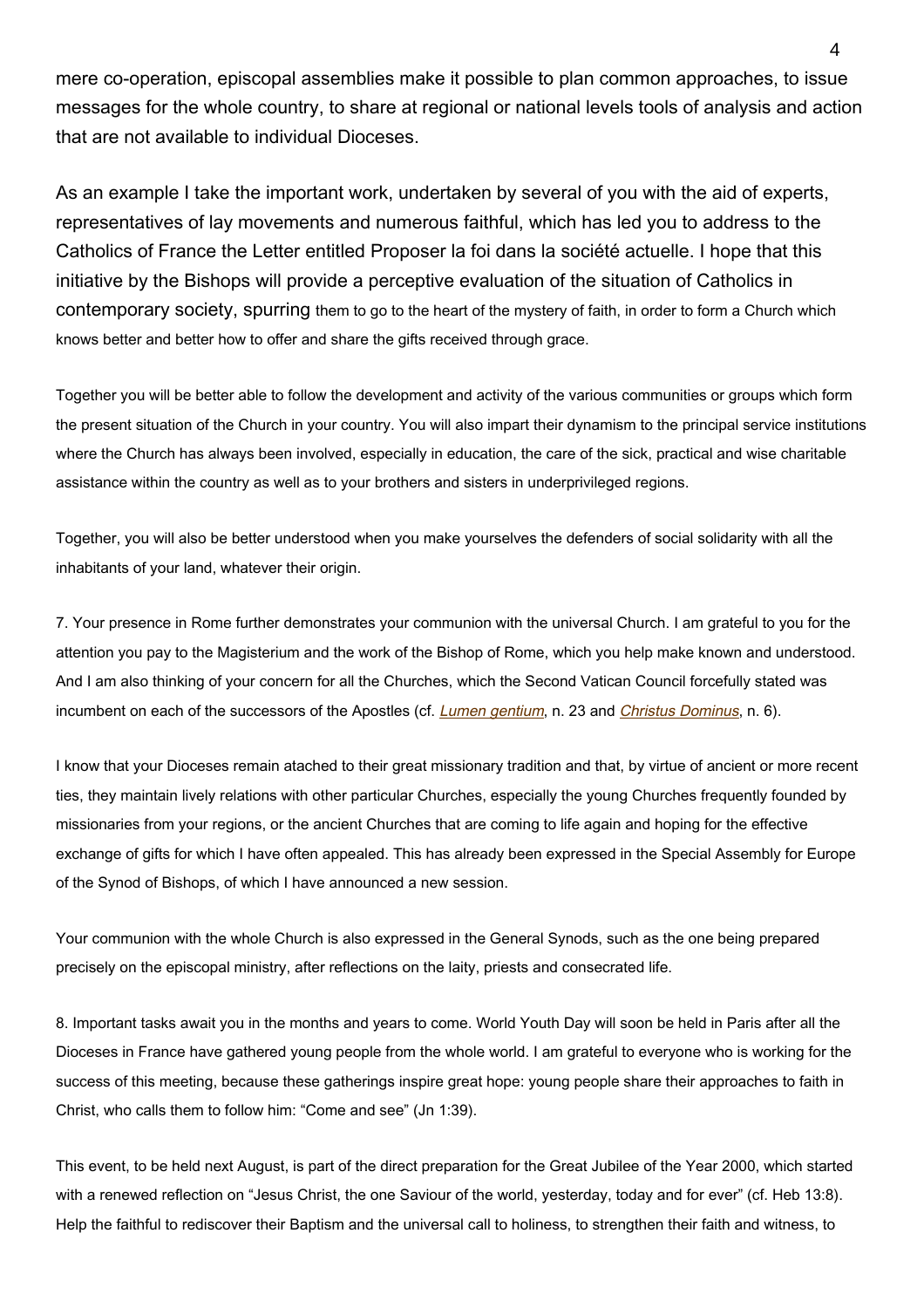mere co-operation, episcopal assemblies make it possible to plan common approaches, to issue messages for the whole country, to share at regional or national levels tools of analysis and action that are not available to individual Dioceses.

As an example I take the important work, undertaken by several of you with the aid of experts, representatives of lay movements and numerous faithful, which has led you to address to the Catholics of France the Letter entitled Proposer la foi dans la société actuelle. I hope that this initiative by the Bishops will provide a perceptive evaluation of the situation of Catholics in contemporary society, spurring them to go to the heart of the mystery of faith, in order to form a Church which knows better and better how to offer and share the gifts received through grace.

Together you will be better able to follow the development and activity of the various communities or groups which form the present situation of the Church in your country. You will also impart their dynamism to the principal service institutions where the Church has always been involved, especially in education, the care of the sick, practical and wise charitable assistance within the country as well as to your brothers and sisters in underprivileged regions.

Together, you will also be better understood when you make yourselves the defenders of social solidarity with all the inhabitants of your land, whatever their origin.

7. Your presence in Rome further demonstrates your communion with the universal Church. I am grateful to you for the attention you pay to the Magisterium and the work of the Bishop of Rome, which you help make known and understood. And I am also thinking of your concern for all the Churches, which the Second Vatican Council forcefully stated was incumbent on each of the successors of the Apostles (cf. *Lumen gentium*, n. 23 and *Christus Dominus*, n. 6).

I know that your Dioceses remain atached to their great missionary tradition and that, by virtue of ancient or more recent ties, they maintain lively relations with other particular Churches, especially the young Churches frequently founded by missionaries from your regions, or the ancient Churches that are coming to life again and hoping for the effective exchange of gifts for which I have often appealed. This has already been expressed in the Special Assembly for Europe of the Synod of Bishops, of which I have announced a new session.

Your communion with the whole Church is also expressed in the General Synods, such as the one being prepared precisely on the episcopal ministry, after reflections on the laity, priests and consecrated life.

8. Important tasks await you in the months and years to come. World Youth Day will soon be held in Paris after all the Dioceses in France have gathered young people from the whole world. I am grateful to everyone who is working for the success of this meeting, because these gatherings inspire great hope: young people share their approaches to faith in Christ, who calls them to follow him: “Come and see” (Jn 1:39).

This event, to be held next August, is part of the direct preparation for the Great Jubilee of the Year 2000, which started with a renewed reflection on “Jesus Christ, the one Saviour of the world, yesterday, today and for ever” (cf. Heb 13:8). Help the faithful to rediscover their Baptism and the universal call to holiness, to strengthen their faith and witness, to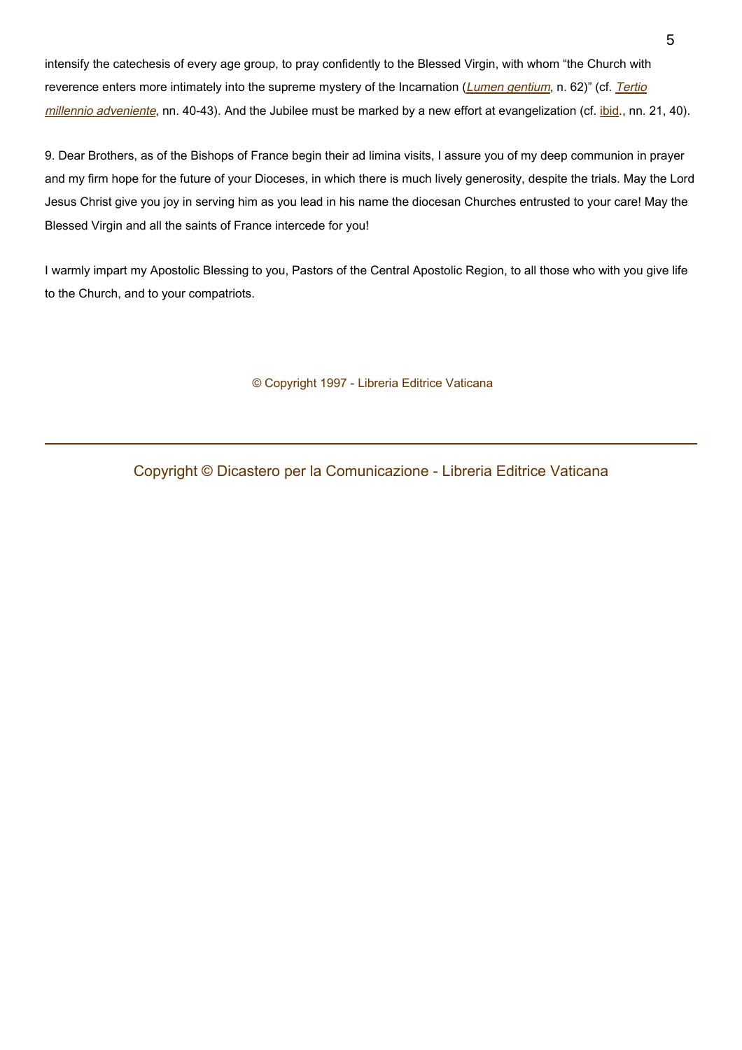intensify the catechesis of every age group, to pray confidently to the Blessed Virgin, with whom "the Church with reverence enters more intimately into the supreme mystery of the Incarnation (*Lumen gentium*, n. 62)" (cf. *Tertio millennio adveniente*, nn. 40-43). And the Jubilee must be marked by a new effort at evangelization (cf. ibid., nn. 21, 40).

9. Dear Brothers, as of the Bishops of France begin their ad limina visits, I assure you of my deep communion in prayer and my firm hope for the future of your Dioceses, in which there is much lively generosity, despite the trials. May the Lord Jesus Christ give you joy in serving him as you lead in his name the diocesan Churches entrusted to your care! May the Blessed Virgin and all the saints of France intercede for you!

I warmly impart my Apostolic Blessing to you, Pastors of the Central Apostolic Region, to all those who with you give life to the Church, and to your compatriots.

© Copyright 1997 - Libreria Editrice Vaticana

---

Copyright © Dicastero per la Comunicazione - Libreria Editrice Vaticana